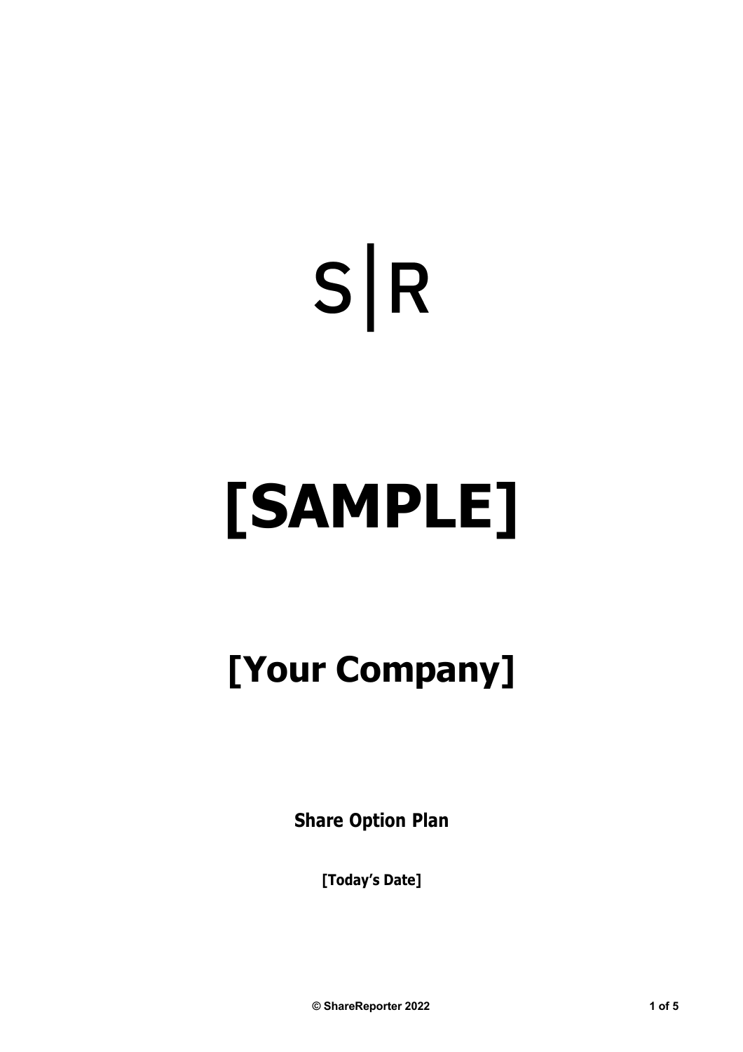S|R

# [SAMPLE]

## [Your Company]

**Share Option Plan**

**[Today's Date]**

**© ShareReporter 2022**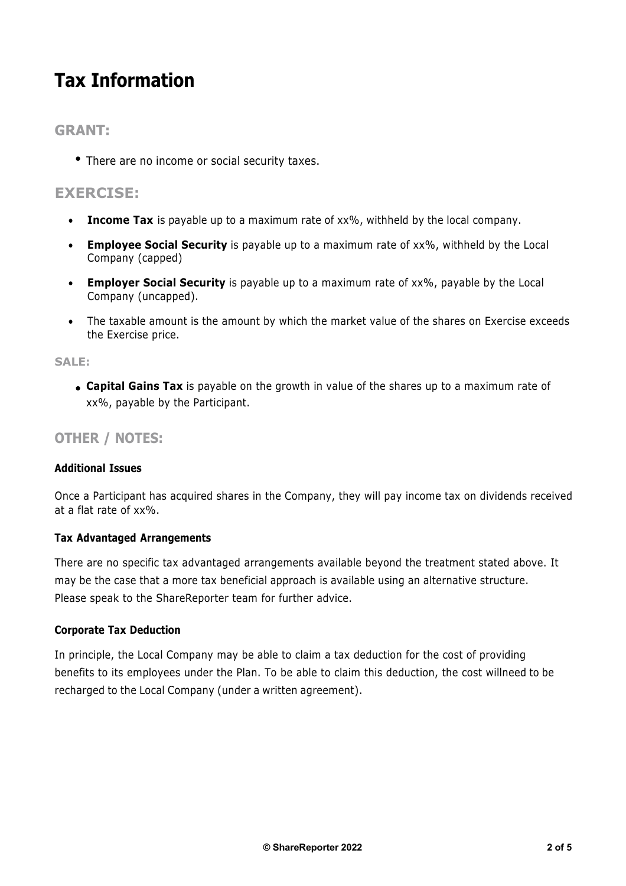# Tax Information

## GRANT:

- There are no income or social security taxes.

## EXERCISE:

- **Income Tax** is payable up to a maximum rate of xx%, withheld by the local company.
- **Employee Social Security** is payable up to a maximum rate of xx%, withheld by the Local Company (capped)
- **Employer Social Security** is payable up to a maximum rate of xx%, payable by the Local Company (uncapped).
- The taxable amount is the amount by which the market value of the shares on Exercise exceeds the Exercise price.

### SALE:

- **Capital Gains Tax** is payable on the growth in value of the shares up to a maximum rate of xx%, payable by the Participant.

## OTHER / NOTES:

#### Additional Issues

Once a Participant has acquired shares in the Company, they will pay income tax on dividends received at a flat rate of xx%.

#### Tax Advantaged Arrangements

There are no specific tax advantaged arrangements available beyond the treatment stated above. It may be the case that a more tax beneficial approach is available using an alternative structure. Please speak to the ShareReporter team for further advice.

#### Corporate Tax Deduction

In principle, the Local Company may be able to claim a tax deduction for the cost of providing benefits to its employees under the Plan. To be able to claim this deduction, the cost willneed to be recharged to the Local Company (under a written agreement).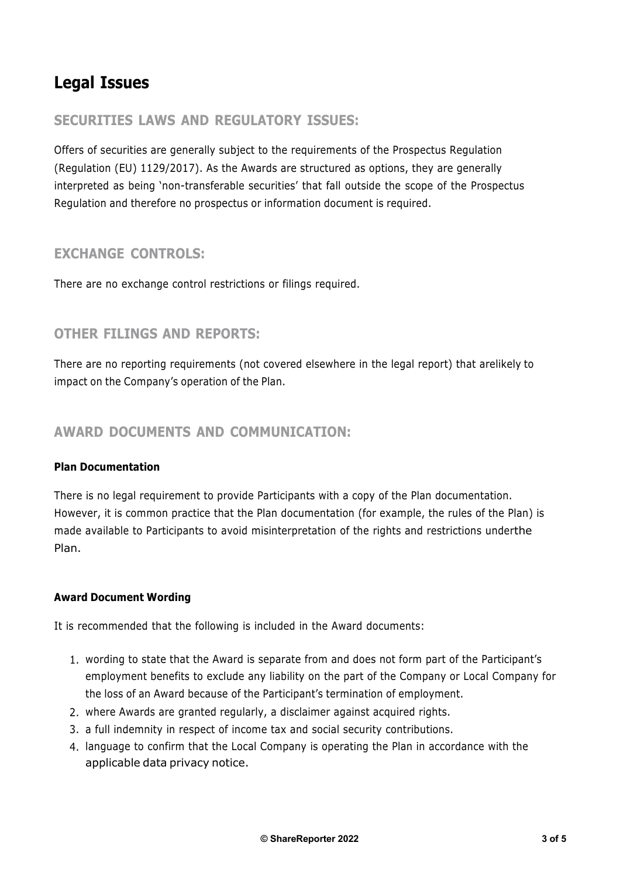# Legal Issues

## SECURITIES LAWS AND REGULATORY ISSUES:

Offers of securities are generally subject to the requirements of the Prospectus Regulation (Regulation (EU) 1129/2017). As the Awards are structured as options, they are generally interpreted as being 'non-transferable securities' that fall outside the scope of the Prospectus Regulation and therefore no prospectus or information document is required.

## EXCHANGE CONTROLS:

There are no exchange control restrictions or filings required.

## OTHER FILINGS AND REPORTS:

There are no reporting requirements (not covered elsewhere in the legal report) that arelikely to impact on the Company's operation of the Plan.

## AWARD DOCUMENTS AND COMMUNICATION:

### Plan Documentation

There is no legal requirement to provide Participants with a copy of the Plan documentation. However, it is common practice that the Plan documentation (for example, the rules of the Plan) is made available to Participants to avoid misinterpretation of the rights and restrictions underthe Plan.

### Award Document Wording

It is recommended that the following is included in the Award documents:

1. wording to state that the Award is separate from and does not form part of the Participant's employment benefits to exclude any liability on the part of the Company or Local Company for the loss of an Award because of the Participant's termination of employment.
2. where Awards are granted regularly, a disclaimer against acquired rights.
3. a full indemnity in respect of income tax and social security contributions.
4. language to confirm that the Local Company is operating the Plan in accordance with the applicable data privacy notice.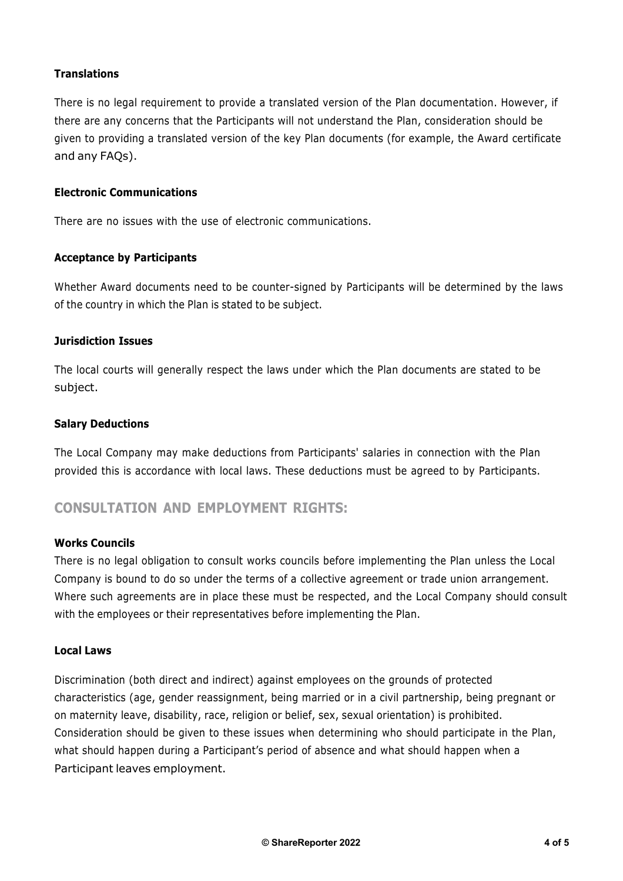**Translations**

There is no legal requirement to provide a translated version of the Plan documentation. However, if there are any concerns that the Participants will not understand the Plan, consideration should be given to providing a translated version of the key Plan documents (for example, the Award certificate and any FAQs).

**Electronic Communications**

There are no issues with the use of electronic communications.

**Acceptance by Participants**

Whether Award documents need to be counter-signed by Participants will be determined by the laws of the country in which the Plan is stated to be subject.

**Jurisdiction Issues**

The local courts will generally respect the laws under which the Plan documents are stated to be subject.

**Salary Deductions**

The Local Company may make deductions from Participants' salaries in connection with the Plan provided this is accordance with local laws. These deductions must be agreed to by Participants.

## CONSULTATION AND EMPLOYMENT RIGHTS:

**Works Councils**

There is no legal obligation to consult works councils before implementing the Plan unless the Local Company is bound to do so under the terms of a collective agreement or trade union arrangement. Where such agreements are in place these must be respected, and the Local Company should consult with the employees or their representatives before implementing the Plan.

**Local Laws**

Discrimination (both direct and indirect) against employees on the grounds of protected characteristics (age, gender reassignment, being married or in a civil partnership, being pregnant or on maternity leave, disability, race, religion or belief, sex, sexual orientation) is prohibited. Consideration should be given to these issues when determining who should participate in the Plan, what should happen during a Participant's period of absence and what should happen when a Participant leaves employment.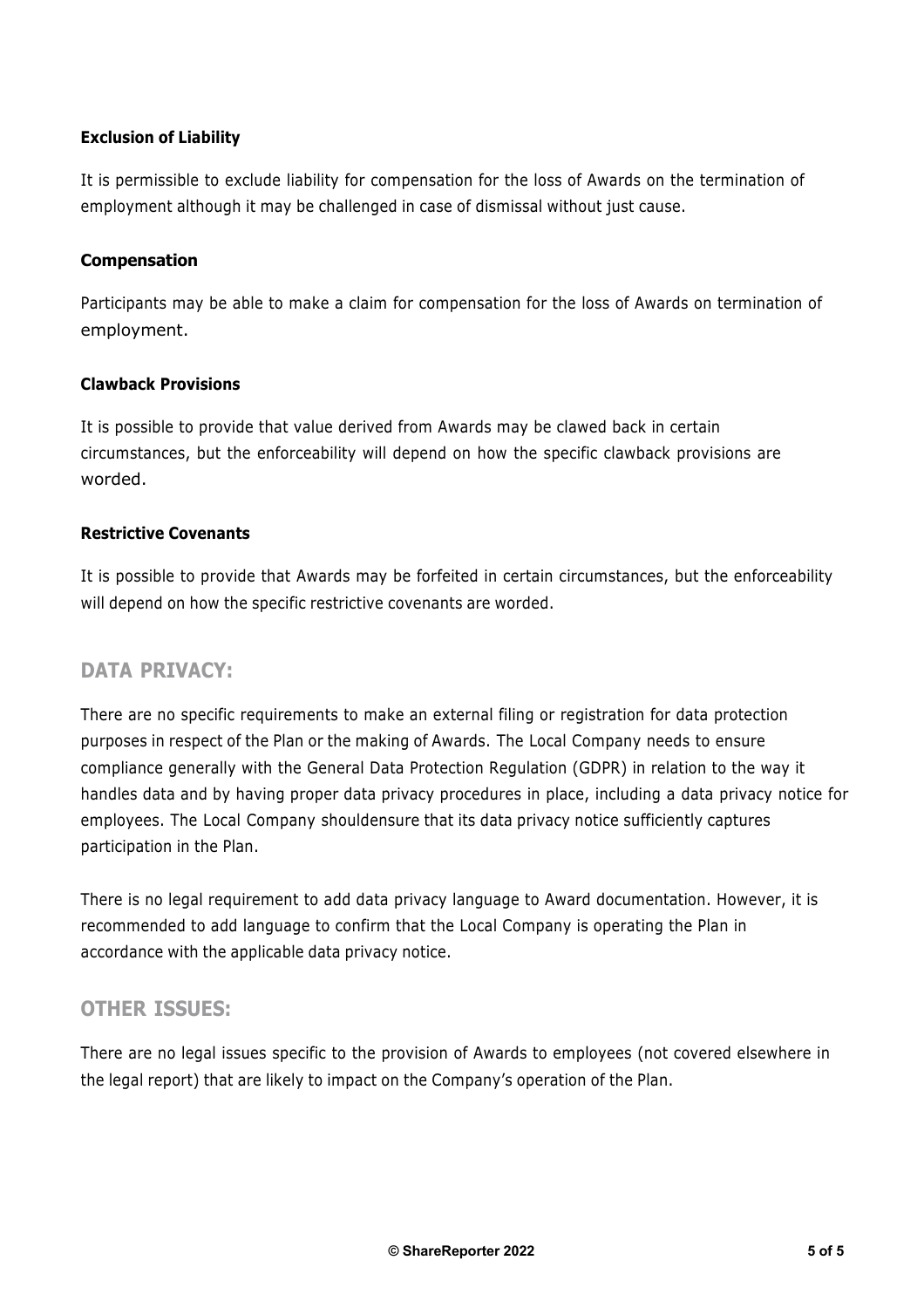**Exclusion of Liability**

It is permissible to exclude liability for compensation for the loss of Awards on the termination of employment although it may be challenged in case of dismissal without just cause.

**Compensation**

Participants may be able to make a claim for compensation for the loss of Awards on termination of employment.

**Clawback Provisions**

It is possible to provide that value derived from Awards may be clawed back in certain circumstances, but the enforceability will depend on how the specific clawback provisions are worded.

**Restrictive Covenants**

It is possible to provide that Awards may be forfeited in certain circumstances, but the enforceability will depend on how the specific restrictive covenants are worded.

## DATA PRIVACY:

There are no specific requirements to make an external filing or registration for data protection purposes in respect of the Plan or the making of Awards. The Local Company needs to ensure compliance generally with the General Data Protection Regulation (GDPR) in relation to the way it handles data and by having proper data privacy procedures in place, including a data privacy notice for employees. The Local Company shouldensure that its data privacy notice sufficiently captures participation in the Plan.

There is no legal requirement to add data privacy language to Award documentation. However, it is recommended to add language to confirm that the Local Company is operating the Plan in accordance with the applicable data privacy notice.

## OTHER ISSUES:

There are no legal issues specific to the provision of Awards to employees (not covered elsewhere in the legal report) that are likely to impact on the Company's operation of the Plan.

© ShareReporter 2022